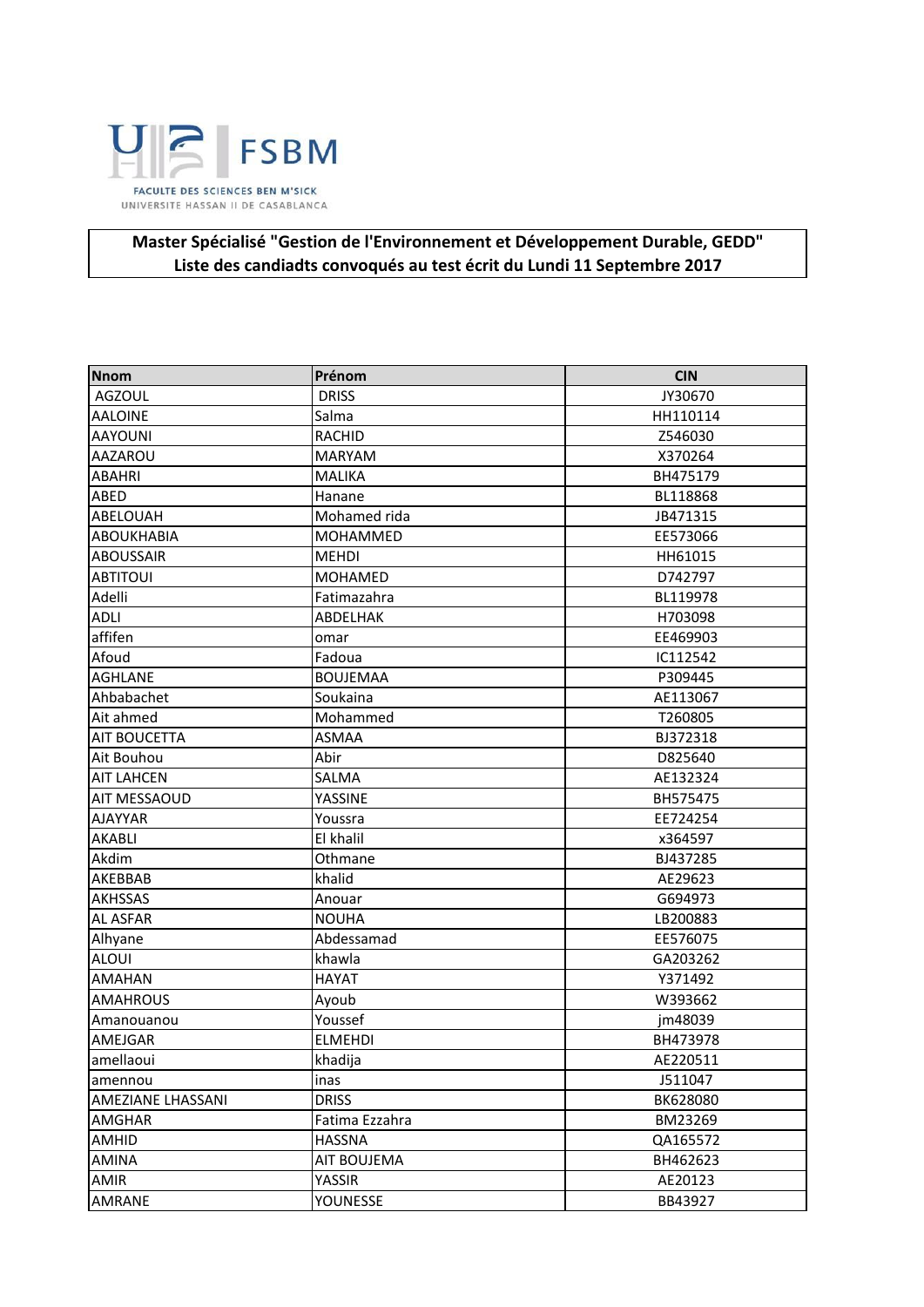FSBM

FACULTE DES SCIENCES BEN M'SICK
UNIVERSITE HASSAN II DE CASABLANCA

**Master Spécialisé "Gestion de l'Environnement et Développement Durable, GEDD"**
**Liste des candiadts convoqués au test écrit du Lundi 11 Septembre 2017**

| Nnom | Prénom | CIN |
|---|---|---|
| AGZOUL | DRISS | JY30670 |
| AALOINE | Salma | HH110114 |
| AAYOUNI | RACHID | Z546030 |
| AAZAROU | MARYAM | X370264 |
| ABAHRI | MALIKA | BH475179 |
| ABED | Hanane | BL118868 |
| ABELOUAH | Mohamed rida | JB471315 |
| ABOUKHABIA | MOHAMMED | EE573066 |
| ABOUSSAIR | MEHDI | HH61015 |
| ABTITOUI | MOHAMED | D742797 |
| Adelli | Fatimazahra | BL119978 |
| ADLI | ABDELHAK | H703098 |
| affifen | omar | EE469903 |
| Afoud | Fadoua | IC112542 |
| AGHLANE | BOUJEMAA | P309445 |
| Ahbabachet | Soukaina | AE113067 |
| Ait ahmed | Mohammed | T260805 |
| AIT BOUCETTA | ASMAA | BJ372318 |
| Ait Bouhou | Abir | D825640 |
| AIT LAHCEN | SALMA | AE132324 |
| AIT MESSAOUD | YASSINE | BH575475 |
| AJAYYAR | Youssra | EE724254 |
| AKABLI | El khalil | x364597 |
| Akdim | Othmane | BJ437285 |
| AKEBBAB | khalid | AE29623 |
| AKHSSAS | Anouar | G694973 |
| AL ASFAR | NOUHA | LB200883 |
| Alhyane | Abdessamad | EE576075 |
| ALOUI | khawla | GA203262 |
| AMAHAN | HAYAT | Y371492 |
| AMAHROUS | Ayoub | W393662 |
| Amanouanou | Youssef | jm48039 |
| AMEJGAR | ELMEHDI | BH473978 |
| amellaoui | khadija | AE220511 |
| amennou | inas | J511047 |
| AMEZIANE LHASSANI | DRISS | BK628080 |
| AMGHAR | Fatima Ezzahra | BM23269 |
| AMHID | HASSNA | QA165572 |
| AMINA | AIT BOUJEMA | BH462623 |
| AMIR | YASSIR | AE20123 |
| AMRANE | YOUNESSE | BB43927 |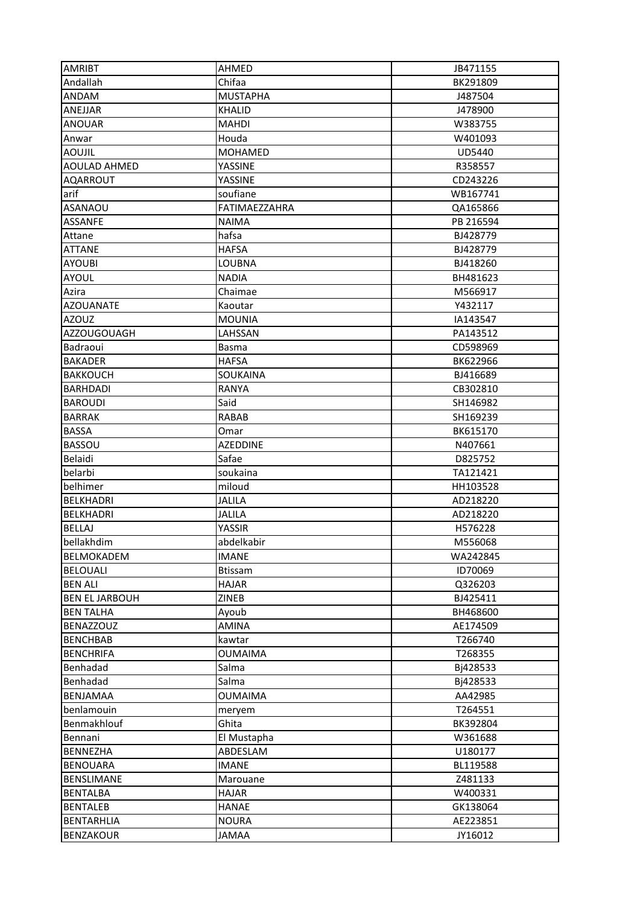| AMRIBT | AHMED | JB471155 |
|---|---|---|
| Andallah | Chifaa | BK291809 |
| ANDAM | MUSTAPHA | J487504 |
| ANEJJAR | KHALID | J478900 |
| ANOUAR | MAHDI | W383755 |
| Anwar | Houda | W401093 |
| AOUJIL | MOHAMED | UD5440 |
| AOULAD AHMED | YASSINE | R358557 |
| AQARROUT | YASSINE | CD243226 |
| arif | soufiane | WB167741 |
| ASANAOU | FATIMAEZZAHRA | QA165866 |
| ASSANFE | NAIMA | PB 216594 |
| Attane | hafsa | BJ428779 |
| ATTANE | HAFSA | BJ428779 |
| AYOUBI | LOUBNA | BJ418260 |
| AYOUL | NADIA | BH481623 |
| Azira | Chaimae | M566917 |
| AZOUANATE | Kaoutar | Y432117 |
| AZOUZ | MOUNIA | IA143547 |
| AZZOUGOUAGH | LAHSSAN | PA143512 |
| Badraoui | Basma | CD598969 |
| BAKADER | HAFSA | BK622966 |
| BAKKOUCH | SOUKAINA | BJ416689 |
| BARHDADI | RANYA | CB302810 |
| BAROUDI | Said | SH146982 |
| BARRAK | RABAB | SH169239 |
| BASSA | Omar | BK615170 |
| BASSOU | AZEDDINE | N407661 |
| Belaidi | Safae | D825752 |
| belarbi | soukaina | TA121421 |
| belhimer | miloud | HH103528 |
| BELKHADRI | JALILA | AD218220 |
| BELKHADRI | JALILA | AD218220 |
| BELLAJ | YASSIR | H576228 |
| bellakhdim | abdelkabir | M556068 |
| BELMOKADEM | IMANE | WA242845 |
| BELOUALI | Btissam | ID70069 |
| BEN ALI | HAJAR | Q326203 |
| BEN EL JARBOUH | ZINEB | BJ425411 |
| BEN TALHA | Ayoub | BH468600 |
| BENAZZOUZ | AMINA | AE174509 |
| BENCHBAB | kawtar | T266740 |
| BENCHRIFA | OUMAIMA | T268355 |
| Benhadad | Salma | Bj428533 |
| Benhadad | Salma | Bj428533 |
| BENJAMAA | OUMAIMA | AA42985 |
| benlamouin | meryem | T264551 |
| Benmakhlouf | Ghita | BK392804 |
| Bennani | El Mustapha | W361688 |
| BENNEZHA | ABDESLAM | U180177 |
| BENOUARA | IMANE | BL119588 |
| BENSLIMANE | Marouane | Z481133 |
| BENTALBA | HAJAR | W400331 |
| BENTALEB | HANAE | GK138064 |
| BENTARHLIA | NOURA | AE223851 |
| BENZAKOUR | JAMAA | JY16012 |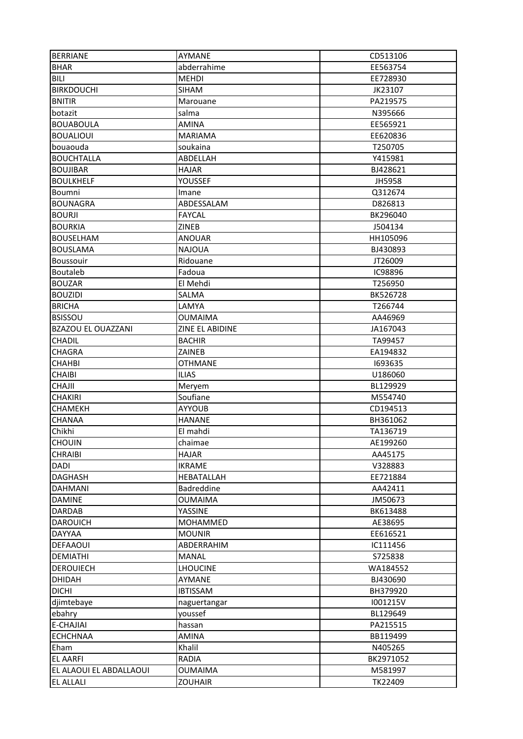| BERRIANE | AYMANE | CD513106 |
|---|---|---|
| BHAR | abderrahime | EE563754 |
| BILI | MEHDI | EE728930 |
| BIRKDOUCHI | SIHAM | JK23107 |
| BNITIR | Marouane | PA219575 |
| botazit | salma | N395666 |
| BOUABOULA | AMINA | EE565921 |
| BOUALIOUI | MARIAMA | EE620836 |
| bouaouda | soukaina | T250705 |
| BOUCHTALLA | ABDELLAH | Y415981 |
| BOUJIBAR | HAJAR | BJ428621 |
| BOULKHELF | YOUSSEF | JH5958 |
| Boumni | Imane | Q312674 |
| BOUNAGRA | ABDESSALAM | D826813 |
| BOURJI | FAYCAL | BK296040 |
| BOURKIA | ZINEB | J504134 |
| BOUSELHAM | ANOUAR | HH105096 |
| BOUSLAMA | NAJOUA | BJ430893 |
| Boussouir | Ridouane | JT26009 |
| Boutaleb | Fadoua | IC98896 |
| BOUZAR | El Mehdi | T256950 |
| BOUZIDI | SALMA | BK526728 |
| BRICHA | LAMYA | T266744 |
| BSISSOU | OUMAIMA | AA46969 |
| BZAZOU EL OUAZZANI | ZINE EL ABIDINE | JA167043 |
| CHADIL | BACHIR | TA99457 |
| CHAGRA | ZAINEB | EA194832 |
| CHAHBI | OTHMANE | I693635 |
| CHAIBI | ILIAS | U186060 |
| CHAJII | Meryem | BL129929 |
| CHAKIRI | Soufiane | M554740 |
| CHAMEKH | AYYOUB | CD194513 |
| CHANAA | HANANE | BH361062 |
| Chikhi | El mahdi | TA136719 |
| CHOUIN | chaimae | AE199260 |
| CHRAIBI | HAJAR | AA45175 |
| DADI | IKRAME | V328883 |
| DAGHASH | HEBATALLAH | EE721884 |
| DAHMANI | Badreddine | AA42411 |
| DAMINE | OUMAIMA | JM50673 |
| DARDAB | YASSINE | BK613488 |
| DAROUICH | MOHAMMED | AE38695 |
| DAYYAA | MOUNIR | EE616521 |
| DEFAAOUI | ABDERRAHIM | IC111456 |
| DEMIATHI | MANAL | S725838 |
| DEROUIECH | LHOUCINE | WA184552 |
| DHIDAH | AYMANE | BJ430690 |
| DICHI | IBTISSAM | BH379920 |
| djimtebaye | naguertangar | I001215V |
| ebahry | youssef | BL129649 |
| E-CHAJIAI | hassan | PA215515 |
| ECHCHNAA | AMINA | BB119499 |
| Eham | Khalil | N405265 |
| EL AARFI | RADIA | BK2971052 |
| EL ALAOUI EL ABDALLAOUI | OUMAIMA | M581997 |
| EL ALLALI | ZOUHAIR | TK22409 |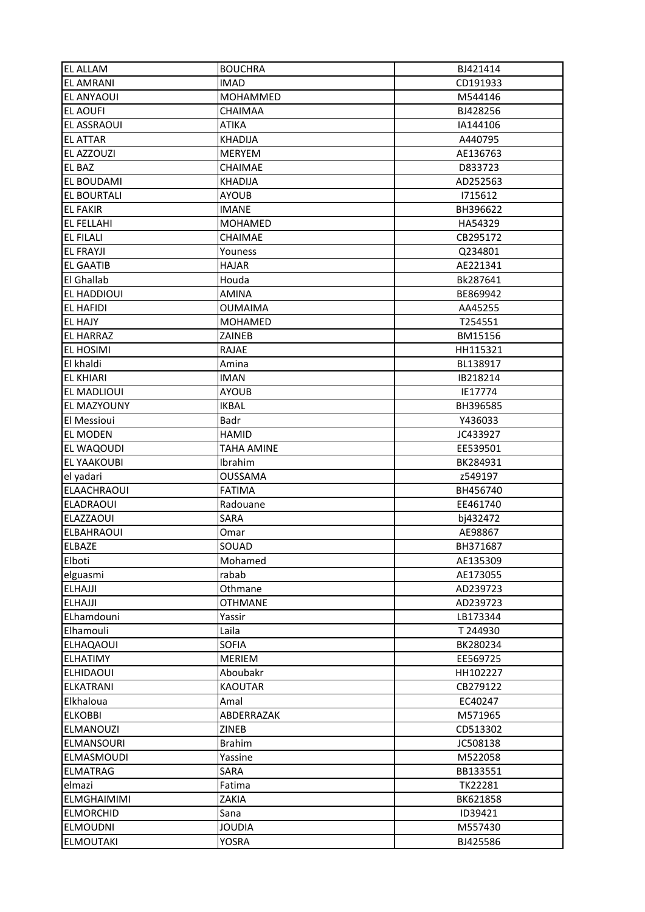| EL ALLAM | BOUCHRA | BJ421414 |
|---|---|---|
| EL AMRANI | IMAD | CD191933 |
| EL ANYAOUI | MOHAMMED | M544146 |
| EL AOUFI | CHAIMAA | BJ428256 |
| EL ASSRAOUI | ATIKA | IA144106 |
| EL ATTAR | KHADIJA | A440795 |
| EL AZZOUZI | MERYEM | AE136763 |
| EL BAZ | CHAIMAE | D833723 |
| EL BOUDAMI | KHADIJA | AD252563 |
| EL BOURTALI | AYOUB | I715612 |
| EL FAKIR | IMANE | BH396622 |
| EL FELLAHI | MOHAMED | HA54329 |
| EL FILALI | CHAIMAE | CB295172 |
| EL FRAYJI | Youness | Q234801 |
| EL GAATIB | HAJAR | AE221341 |
| El Ghallab | Houda | Bk287641 |
| EL HADDIOUI | AMINA | BE869942 |
| EL HAFIDI | OUMAIMA | AA45255 |
| EL HAJY | MOHAMED | T254551 |
| EL HARRAZ | ZAINEB | BM15156 |
| EL HOSIMI | RAJAE | HH115321 |
| El khaldi | Amina | BL138917 |
| EL KHIARI | IMAN | IB218214 |
| EL MADLIOUI | AYOUB | IE17774 |
| EL MAZYOUNY | IKBAL | BH396585 |
| El Messioui | Badr | Y436033 |
| EL MODEN | HAMID | JC433927 |
| EL WAQOUDI | TAHA AMINE | EE539501 |
| EL YAAKOUBI | Ibrahim | BK284931 |
| el yadari | OUSSAMA | z549197 |
| ELAACHRAOUI | FATIMA | BH456740 |
| ELADRAOUI | Radouane | EE461740 |
| ELAZZAOUI | SARA | bj432472 |
| ELBAHRAOUI | Omar | AE98867 |
| ELBAZE | SOUAD | BH371687 |
| Elboti | Mohamed | AE135309 |
| elguasmi | rabab | AE173055 |
| ELHAJJI | Othmane | AD239723 |
| ELHAJJI | OTHMANE | AD239723 |
| ELhamdouni | Yassir | LB173344 |
| Elhamouli | Laila | T 244930 |
| ELHAQAOUI | SOFIA | BK280234 |
| ELHATIMY | MERIEM | EE569725 |
| ELHIDAOUI | Aboubakr | HH102227 |
| ELKATRANI | KAOUTAR | CB279122 |
| Elkhaloua | Amal | EC40247 |
| ELKOBBI | ABDERRAZAK | M571965 |
| ELMANOUZI | ZINEB | CD513302 |
| ELMANSOURI | Brahim | JC508138 |
| ELMASMOUDI | Yassine | M522058 |
| ELMATRAG | SARA | BB133551 |
| elmazi | Fatima | TK22281 |
| ELMGHAIMIMI | ZAKIA | BK621858 |
| ELMORCHID | Sana | ID39421 |
| ELMOUDNI | JOUDIA | M557430 |
| ELMOUTAKI | YOSRA | BJ425586 |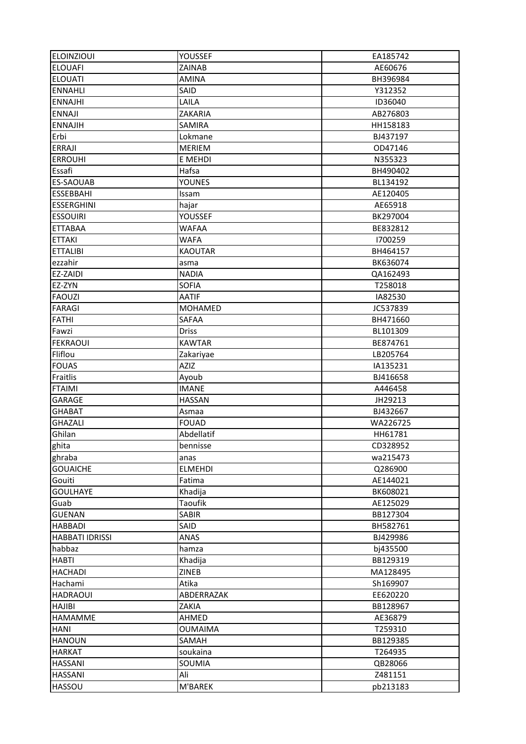| ELOINZIOUI | YOUSSEF | EA185742 |
|---|---|---|
| ELOUAFI | ZAINAB | AE60676 |
| ELOUATI | AMINA | BH396984 |
| ENNAHLI | SAID | Y312352 |
| ENNAJHI | LAILA | ID36040 |
| ENNAJI | ZAKARIA | AB276803 |
| ENNAJIH | SAMIRA | HH158183 |
| Erbi | Lokmane | BJ437197 |
| ERRAJI | MERIEM | OD47146 |
| ERROUHI | E MEHDI | N355323 |
| Essafi | Hafsa | BH490402 |
| ES-SAOUAB | YOUNES | BL134192 |
| ESSEBBAHI | Issam | AE120405 |
| ESSERGHINI | hajar | AE65918 |
| ESSOUIRI | YOUSSEF | BK297004 |
| ETTABAA | WAFAA | BE832812 |
| ETTAKI | WAFA | I700259 |
| ETTALIBI | KAOUTAR | BH464157 |
| ezzahir | asma | BK636074 |
| EZ-ZAIDI | NADIA | QA162493 |
| EZ-ZYN | SOFIA | T258018 |
| FAOUZI | AATIF | IA82530 |
| FARAGI | MOHAMED | JC537839 |
| FATHI | SAFAA | BH471660 |
| Fawzi | Driss | BL101309 |
| FEKRAOUI | KAWTAR | BE874761 |
| Fliflou | Zakariyae | LB205764 |
| FOUAS | AZIZ | IA135231 |
| Fraitlis | Ayoub | BJ416658 |
| FTAIMI | IMANE | A446458 |
| GARAGE | HASSAN | JH29213 |
| GHABAT | Asmaa | BJ432667 |
| GHAZALI | FOUAD | WA226725 |
| Ghilan | Abdellatif | HH61781 |
| ghita | bennisse | CD328952 |
| ghraba | anas | wa215473 |
| GOUAICHE | ELMEHDI | Q286900 |
| Gouiti | Fatima | AE144021 |
| GOULHAYE | Khadija | BK608021 |
| Guab | Taoufik | AE125029 |
| GUENAN | SABIR | BB127304 |
| HABBADI | SAID | BH582761 |
| HABBATI IDRISSI | ANAS | BJ429986 |
| habbaz | hamza | bj435500 |
| HABTI | Khadija | BB129319 |
| HACHADI | ZINEB | MA128495 |
| Hachami | Atika | Sh169907 |
| HADRAOUI | ABDERRAZAK | EE620220 |
| HAJIBI | ZAKIA | BB128967 |
| HAMAMME | AHMED | AE36879 |
| HANI | OUMAIMA | T259310 |
| HANOUN | SAMAH | BB129385 |
| HARKAT | soukaina | T264935 |
| HASSANI | SOUMIA | QB28066 |
| HASSANI | Ali | Z481151 |
| HASSOU | M'BAREK | pb213183 |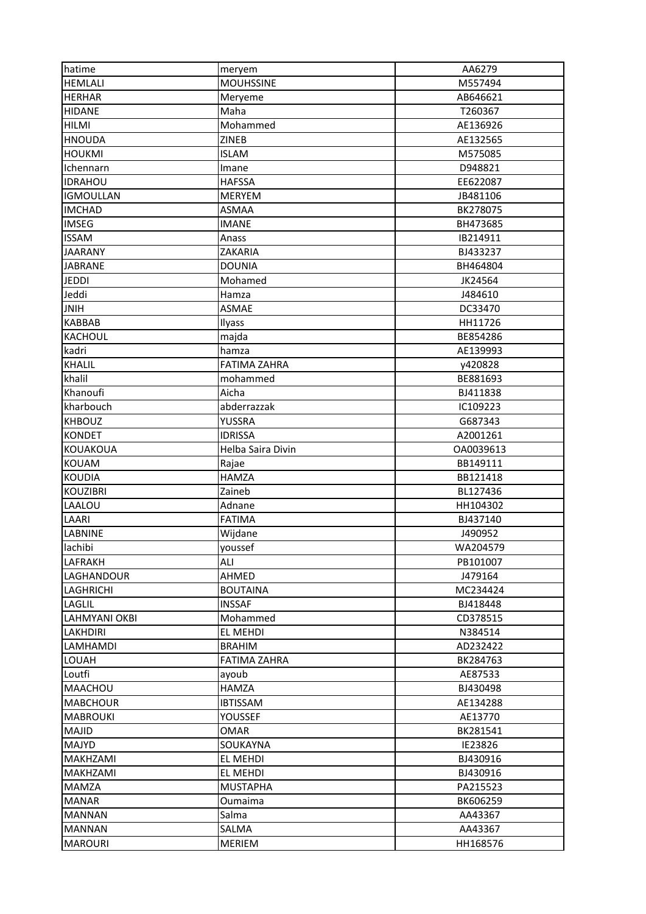| hatime | meryem | AA6279 |
|---|---|---|
| HEMLALI | MOUHSSINE | M557494 |
| HERHAR | Meryeme | AB646621 |
| HIDANE | Maha | T260367 |
| HILMI | Mohammed | AE136926 |
| HNOUDA | ZINEB | AE132565 |
| HOUKMI | ISLAM | M575085 |
| Ichennarn | Imane | D948821 |
| IDRAHOU | HAFSSA | EE622087 |
| IGMOULLAN | MERYEM | JB481106 |
| IMCHAD | ASMAA | BK278075 |
| IMSEG | IMANE | BH473685 |
| ISSAM | Anass | IB214911 |
| JAARANY | ZAKARIA | BJ433237 |
| JABRANE | DOUNIA | BH464804 |
| JEDDI | Mohamed | JK24564 |
| Jeddi | Hamza | J484610 |
| JNIH | ASMAE | DC33470 |
| KABBAB | Ilyass | HH11726 |
| KACHOUL | majda | BE854286 |
| kadri | hamza | AE139993 |
| KHALIL | FATIMA ZAHRA | y420828 |
| khalil | mohammed | BE881693 |
| Khanoufi | Aicha | BJ411838 |
| kharbouch | abderrazzak | IC109223 |
| KHBOUZ | YUSSRA | G687343 |
| KONDET | IDRISSA | A2001261 |
| KOUAKOUA | Helba Saira Divin | OA0039613 |
| KOUAM | Rajae | BB149111 |
| KOUDIA | HAMZA | BB121418 |
| KOUZIBRI | Zaineb | BL127436 |
| LAALOU | Adnane | HH104302 |
| LAARI | FATIMA | BJ437140 |
| LABNINE | Wijdane | J490952 |
| lachibi | youssef | WA204579 |
| LAFRAKH | ALI | PB101007 |
| LAGHANDOUR | AHMED | J479164 |
| LAGHRICHI | BOUTAINA | MC234424 |
| LAGLIL | INSSAF | BJ418448 |
| LAHMYANI OKBI | Mohammed | CD378515 |
| LAKHDIRI | EL MEHDI | N384514 |
| LAMHAMDI | BRAHIM | AD232422 |
| LOUAH | FATIMA ZAHRA | BK284763 |
| Loutfi | ayoub | AE87533 |
| MAACHOU | HAMZA | BJ430498 |
| MABCHOUR | IBTISSAM | AE134288 |
| MABROUKI | YOUSSEF | AE13770 |
| MAJID | OMAR | BK281541 |
| MAJYD | SOUKAYNA | IE23826 |
| MAKHZAMI | EL MEHDI | BJ430916 |
| MAKHZAMI | EL MEHDI | BJ430916 |
| MAMZA | MUSTAPHA | PA215523 |
| MANAR | Oumaima | BK606259 |
| MANNAN | Salma | AA43367 |
| MANNAN | SALMA | AA43367 |
| MAROURI | MERIEM | HH168576 |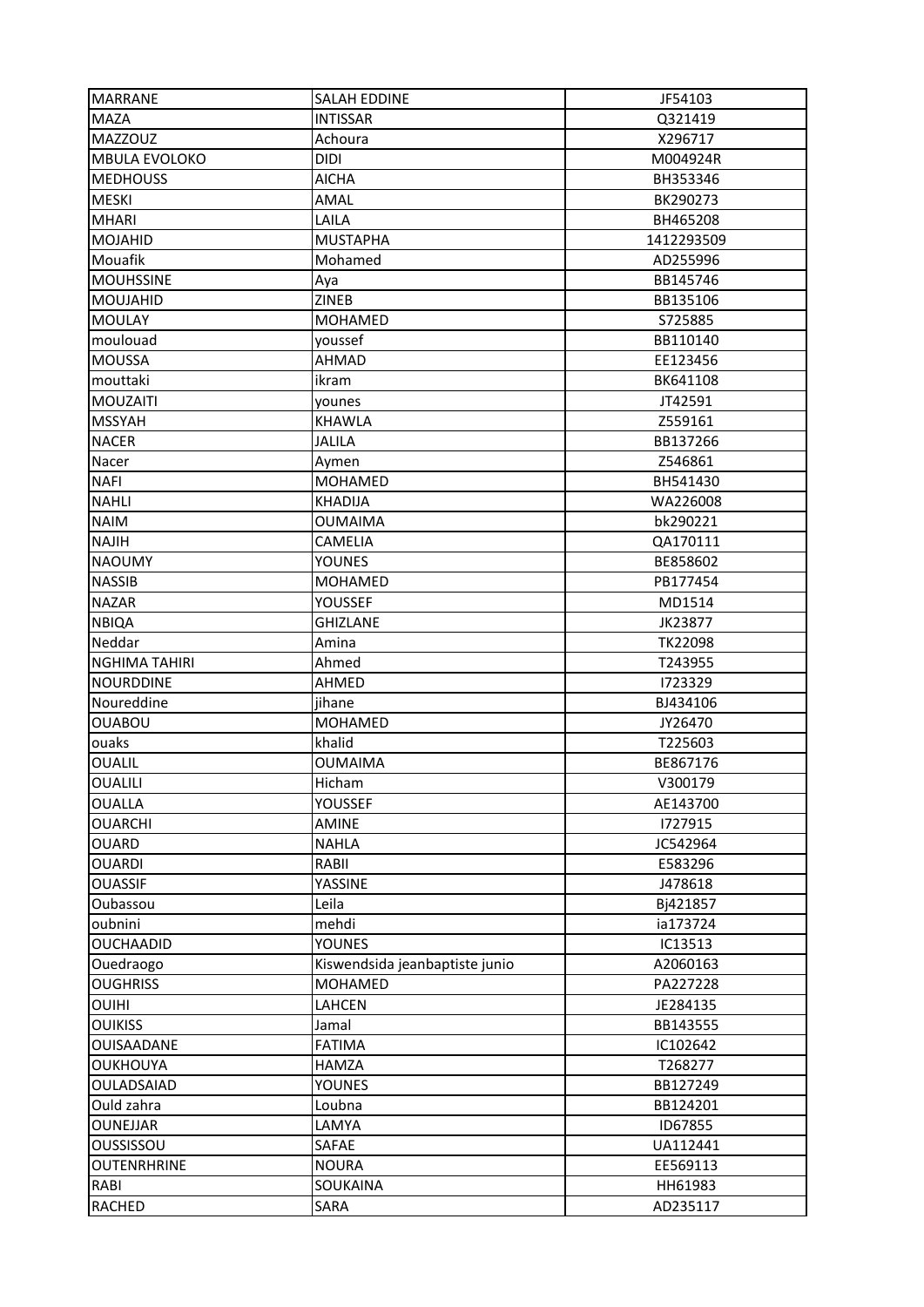| MARRANE | SALAH EDDINE | JF54103 |
|---|---|---|
| MAZA | INTISSAR | Q321419 |
| MAZZOUZ | Achoura | X296717 |
| MBULA EVOLOKO | DIDI | M004924R |
| MEDHOUSS | AICHA | BH353346 |
| MESKI | AMAL | BK290273 |
| MHARI | LAILA | BH465208 |
| MOJAHID | MUSTAPHA | 1412293509 |
| Mouafik | Mohamed | AD255996 |
| MOUHSSINE | Aya | BB145746 |
| MOUJAHID | ZINEB | BB135106 |
| MOULAY | MOHAMED | S725885 |
| moulouad | youssef | BB110140 |
| MOUSSA | AHMAD | EE123456 |
| mouttaki | ikram | BK641108 |
| MOUZAITI | younes | JT42591 |
| MSSYAH | KHAWLA | Z559161 |
| NACER | JALILA | BB137266 |
| Nacer | Aymen | Z546861 |
| NAFI | MOHAMED | BH541430 |
| NAHLI | KHADIJA | WA226008 |
| NAIM | OUMAIMA | bk290221 |
| NAJIH | CAMELIA | QA170111 |
| NAOUMY | YOUNES | BE858602 |
| NASSIB | MOHAMED | PB177454 |
| NAZAR | YOUSSEF | MD1514 |
| NBIQA | GHIZLANE | JK23877 |
| Neddar | Amina | TK22098 |
| NGHIMA TAHIRI | Ahmed | T243955 |
| NOURDDINE | AHMED | I723329 |
| Noureddine | jihane | BJ434106 |
| OUABOU | MOHAMED | JY26470 |
| ouaks | khalid | T225603 |
| OUALIL | OUMAIMA | BE867176 |
| OUALILI | Hicham | V300179 |
| OUALLA | YOUSSEF | AE143700 |
| OUARCHI | AMINE | I727915 |
| OUARD | NAHLA | JC542964 |
| OUARDI | RABII | E583296 |
| OUASSIF | YASSINE | J478618 |
| Oubassou | Leila | Bj421857 |
| oubnini | mehdi | ia173724 |
| OUCHAADID | YOUNES | IC13513 |
| Ouedraogo | Kiswendsida jeanbaptiste junio | A2060163 |
| OUGHRISS | MOHAMED | PA227228 |
| OUIHI | LAHCEN | JE284135 |
| OUIKISS | Jamal | BB143555 |
| OUISAADANE | FATIMA | IC102642 |
| OUKHOUYA | HAMZA | T268277 |
| OULADSAIAD | YOUNES | BB127249 |
| Ould zahra | Loubna | BB124201 |
| OUNEJJAR | LAMYA | ID67855 |
| OUSSISSOU | SAFAE | UA112441 |
| OUTENRHRINE | NOURA | EE569113 |
| RABI | SOUKAINA | HH61983 |
| RACHED | SARA | AD235117 |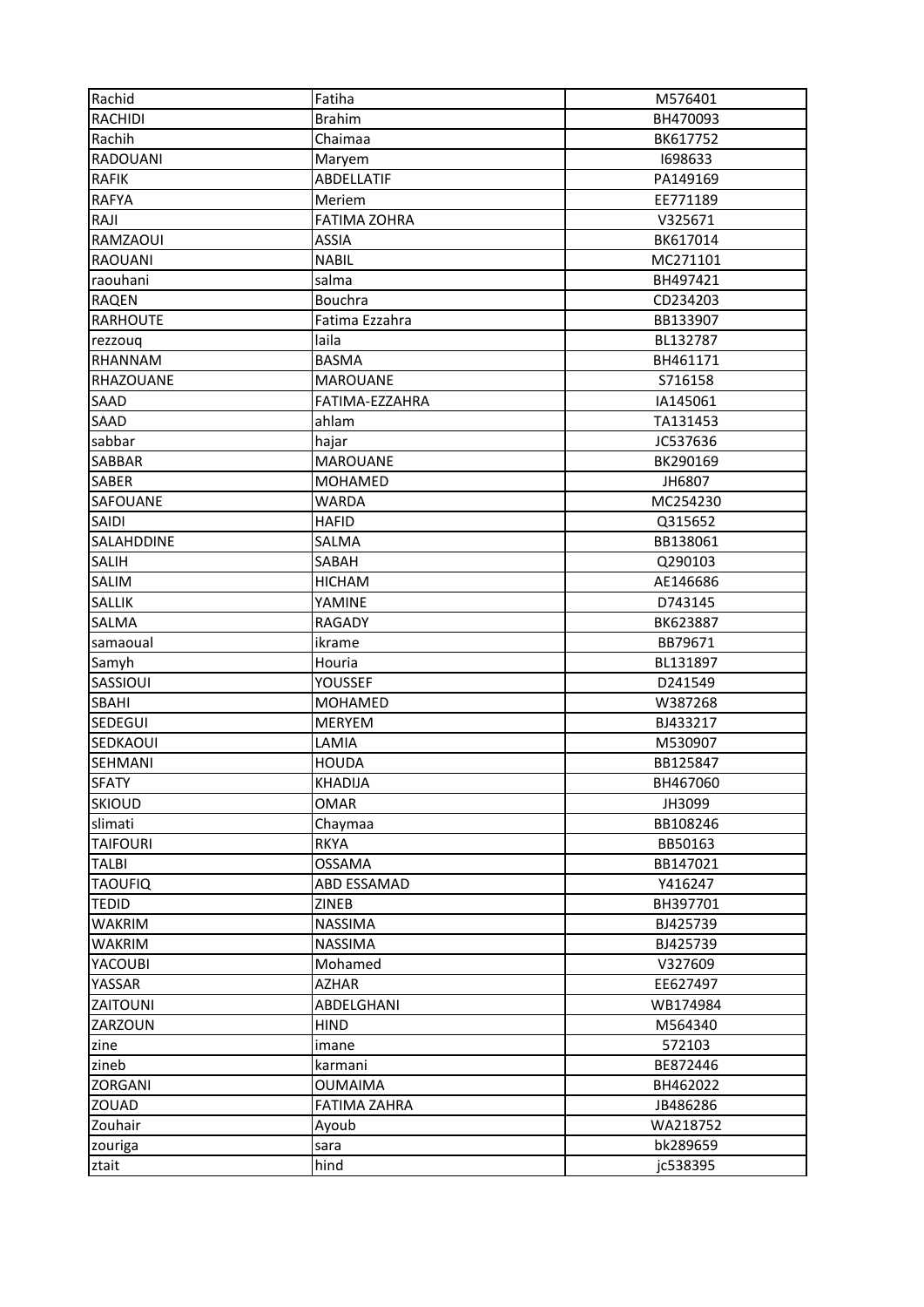| | | |
|---|---|---|
| Rachid | Fatiha | M576401 |
| RACHIDI | Brahim | BH470093 |
| Rachih | Chaimaa | BK617752 |
| RADOUANI | Maryem | I698633 |
| RAFIK | ABDELLATIF | PA149169 |
| RAFYA | Meriem | EE771189 |
| RAJI | FATIMA ZOHRA | V325671 |
| RAMZAOUI | ASSIA | BK617014 |
| RAOUANI | NABIL | MC271101 |
| raouhani | salma | BH497421 |
| RAQEN | Bouchra | CD234203 |
| RARHOUTE | Fatima Ezzahra | BB133907 |
| rezzouq | laila | BL132787 |
| RHANNAM | BASMA | BH461171 |
| RHAZOUANE | MAROUANE | S716158 |
| SAAD | FATIMA-EZZAHRA | IA145061 |
| SAAD | ahlam | TA131453 |
| sabbar | hajar | JC537636 |
| SABBAR | MAROUANE | BK290169 |
| SABER | MOHAMED | JH6807 |
| SAFOUANE | WARDA | MC254230 |
| SAIDI | HAFID | Q315652 |
| SALAHDDINE | SALMA | BB138061 |
| SALIH | SABAH | Q290103 |
| SALIM | HICHAM | AE146686 |
| SALLIK | YAMINE | D743145 |
| SALMA | RAGADY | BK623887 |
| samaoual | ikrame | BB79671 |
| Samyh | Houria | BL131897 |
| SASSIOUI | YOUSSEF | D241549 |
| SBAHI | MOHAMED | W387268 |
| SEDEGUI | MERYEM | BJ433217 |
| SEDKAOUI | LAMIA | M530907 |
| SEHMANI | HOUDA | BB125847 |
| SFATY | KHADIJA | BH467060 |
| SKIOUD | OMAR | JH3099 |
| slimati | Chaymaa | BB108246 |
| TAIFOURI | RKYA | BB50163 |
| TALBI | OSSAMA | BB147021 |
| TAOUFIQ | ABD ESSAMAD | Y416247 |
| TEDID | ZINEB | BH397701 |
| WAKRIM | NASSIMA | BJ425739 |
| WAKRIM | NASSIMA | BJ425739 |
| YACOUBI | Mohamed | V327609 |
| YASSAR | AZHAR | EE627497 |
| ZAITOUNI | ABDELGHANI | WB174984 |
| ZARZOUN | HIND | M564340 |
| zine | imane | 572103 |
| zineb | karmani | BE872446 |
| ZORGANI | OUMAIMA | BH462022 |
| ZOUAD | FATIMA ZAHRA | JB486286 |
| Zouhair | Ayoub | WA218752 |
| zouriga | sara | bk289659 |
| ztait | hind | jc538395 |